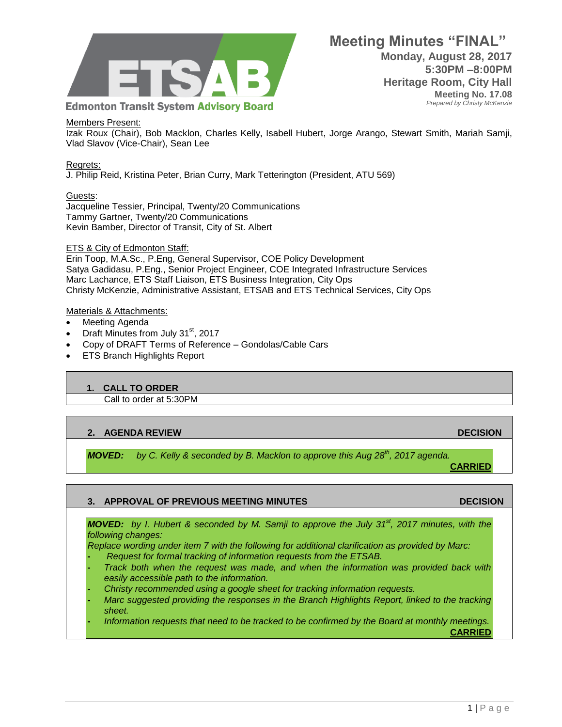Edmonton Transit System Advisory Board

# Meeting Minutes "FINAL"

**Monday, August 28, 2017**
**5:30PM –8:00PM**
**Heritage Room, City Hall**
**Meeting No. 17.08**
*Prepared by Christy McKenzie*

Members Present:
Izak Roux (Chair), Bob Macklon, Charles Kelly, Isabell Hubert, Jorge Arango, Stewart Smith, Mariah Samji, Vlad Slavov (Vice-Chair), Sean Lee

Regrets:
J. Philip Reid, Kristina Peter, Brian Curry, Mark Tetterington (President, ATU 569)

Guests:
Jacqueline Tessier, Principal, Twenty/20 Communications
Tammy Gartner, Twenty/20 Communications
Kevin Bamber, Director of Transit, City of St. Albert

ETS & City of Edmonton Staff:
Erin Toop, M.A.Sc., P.Eng, General Supervisor, COE Policy Development
Satya Gadidasu, P.Eng., Senior Project Engineer, COE Integrated Infrastructure Services
Marc Lachance, ETS Staff Liaison, ETS Business Integration, City Ops
Christy McKenzie, Administrative Assistant, ETSAB and ETS Technical Services, City Ops

Materials & Attachments:
- Meeting Agenda
- Draft Minutes from July 31st, 2017
- Copy of DRAFT Terms of Reference – Gondolas/Cable Cars
- ETS Branch Highlights Report

## 1. CALL TO ORDER

Call to order at 5:30PM

## 2. AGENDA REVIEW — DECISION

***MOVED:*** *by C. Kelly & seconded by B. Macklon to approve this Aug 28th, 2017 agenda.*

**CARRIED**

## 3. APPROVAL OF PREVIOUS MEETING MINUTES — DECISION

***MOVED:*** *by I. Hubert & seconded by M. Samji to approve the July 31st, 2017 minutes, with the following changes:*

*Replace wording under item 7 with the following for additional clarification as provided by Marc:*
- *Request for formal tracking of information requests from the ETSAB.*
- *Track both when the request was made, and when the information was provided back with easily accessible path to the information.*
- *Christy recommended using a google sheet for tracking information requests.*
- *Marc suggested providing the responses in the Branch Highlights Report, linked to the tracking sheet.*
- *Information requests that need to be tracked to be confirmed by the Board at monthly meetings.*

**CARRIED**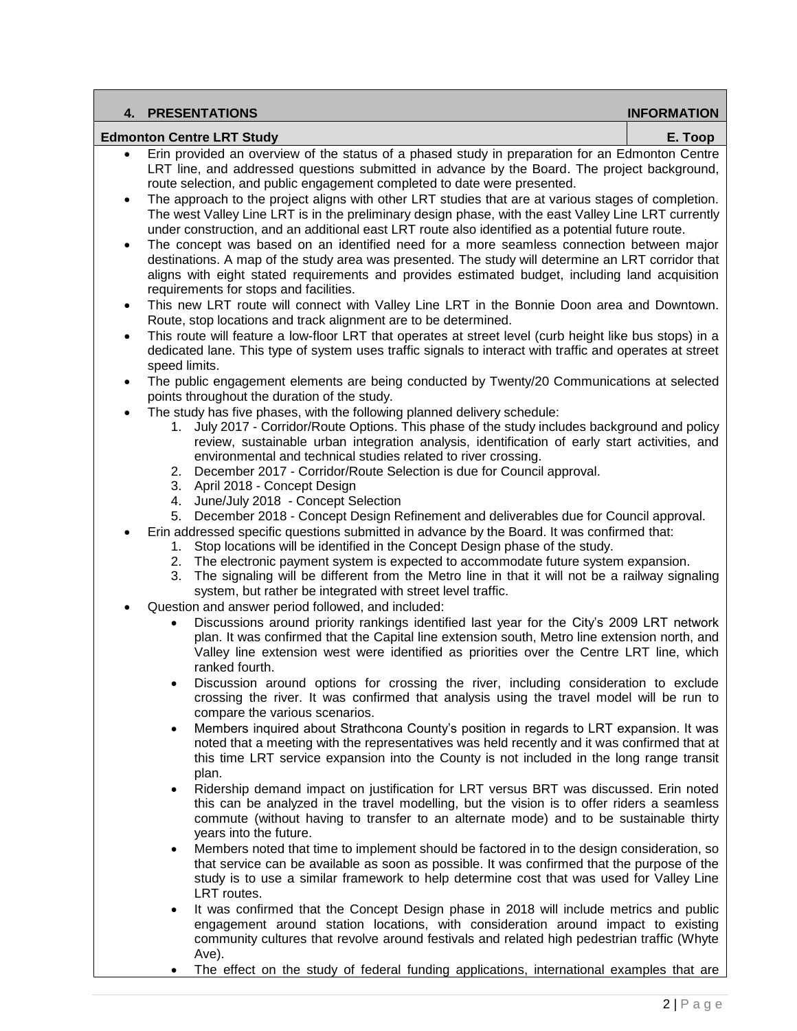| **4. PRESENTATIONS** | **INFORMATION** |
|---|---|
| **Edmonton Centre LRT Study** | **E. Toop** |

- Erin provided an overview of the status of a phased study in preparation for an Edmonton Centre LRT line, and addressed questions submitted in advance by the Board. The project background, route selection, and public engagement completed to date were presented.
- The approach to the project aligns with other LRT studies that are at various stages of completion. The west Valley Line LRT is in the preliminary design phase, with the east Valley Line LRT currently under construction, and an additional east LRT route also identified as a potential future route.
- The concept was based on an identified need for a more seamless connection between major destinations. A map of the study area was presented. The study will determine an LRT corridor that aligns with eight stated requirements and provides estimated budget, including land acquisition requirements for stops and facilities.
- This new LRT route will connect with Valley Line LRT in the Bonnie Doon area and Downtown. Route, stop locations and track alignment are to be determined.
- This route will feature a low-floor LRT that operates at street level (curb height like bus stops) in a dedicated lane. This type of system uses traffic signals to interact with traffic and operates at street speed limits.
- The public engagement elements are being conducted by Twenty/20 Communications at selected points throughout the duration of the study.
- The study has five phases, with the following planned delivery schedule:
  1. July 2017 - Corridor/Route Options. This phase of the study includes background and policy review, sustainable urban integration analysis, identification of early start activities, and environmental and technical studies related to river crossing.
  2. December 2017 - Corridor/Route Selection is due for Council approval.
  3. April 2018 - Concept Design
  4. June/July 2018 - Concept Selection
  5. December 2018 - Concept Design Refinement and deliverables due for Council approval.
- Erin addressed specific questions submitted in advance by the Board. It was confirmed that:
  1. Stop locations will be identified in the Concept Design phase of the study.
  2. The electronic payment system is expected to accommodate future system expansion.
  3. The signaling will be different from the Metro line in that it will not be a railway signaling system, but rather be integrated with street level traffic.
- Question and answer period followed, and included:
  - Discussions around priority rankings identified last year for the City's 2009 LRT network plan. It was confirmed that the Capital line extension south, Metro line extension north, and Valley line extension west were identified as priorities over the Centre LRT line, which ranked fourth.
  - Discussion around options for crossing the river, including consideration to exclude crossing the river. It was confirmed that analysis using the travel model will be run to compare the various scenarios.
  - Members inquired about Strathcona County's position in regards to LRT expansion. It was noted that a meeting with the representatives was held recently and it was confirmed that at this time LRT service expansion into the County is not included in the long range transit plan.
  - Ridership demand impact on justification for LRT versus BRT was discussed. Erin noted this can be analyzed in the travel modelling, but the vision is to offer riders a seamless commute (without having to transfer to an alternate mode) and to be sustainable thirty years into the future.
  - Members noted that time to implement should be factored in to the design consideration, so that service can be available as soon as possible. It was confirmed that the purpose of the study is to use a similar framework to help determine cost that was used for Valley Line LRT routes.
  - It was confirmed that the Concept Design phase in 2018 will include metrics and public engagement around station locations, with consideration around impact to existing community cultures that revolve around festivals and related high pedestrian traffic (Whyte Ave).
  - The effect on the study of federal funding applications, international examples that are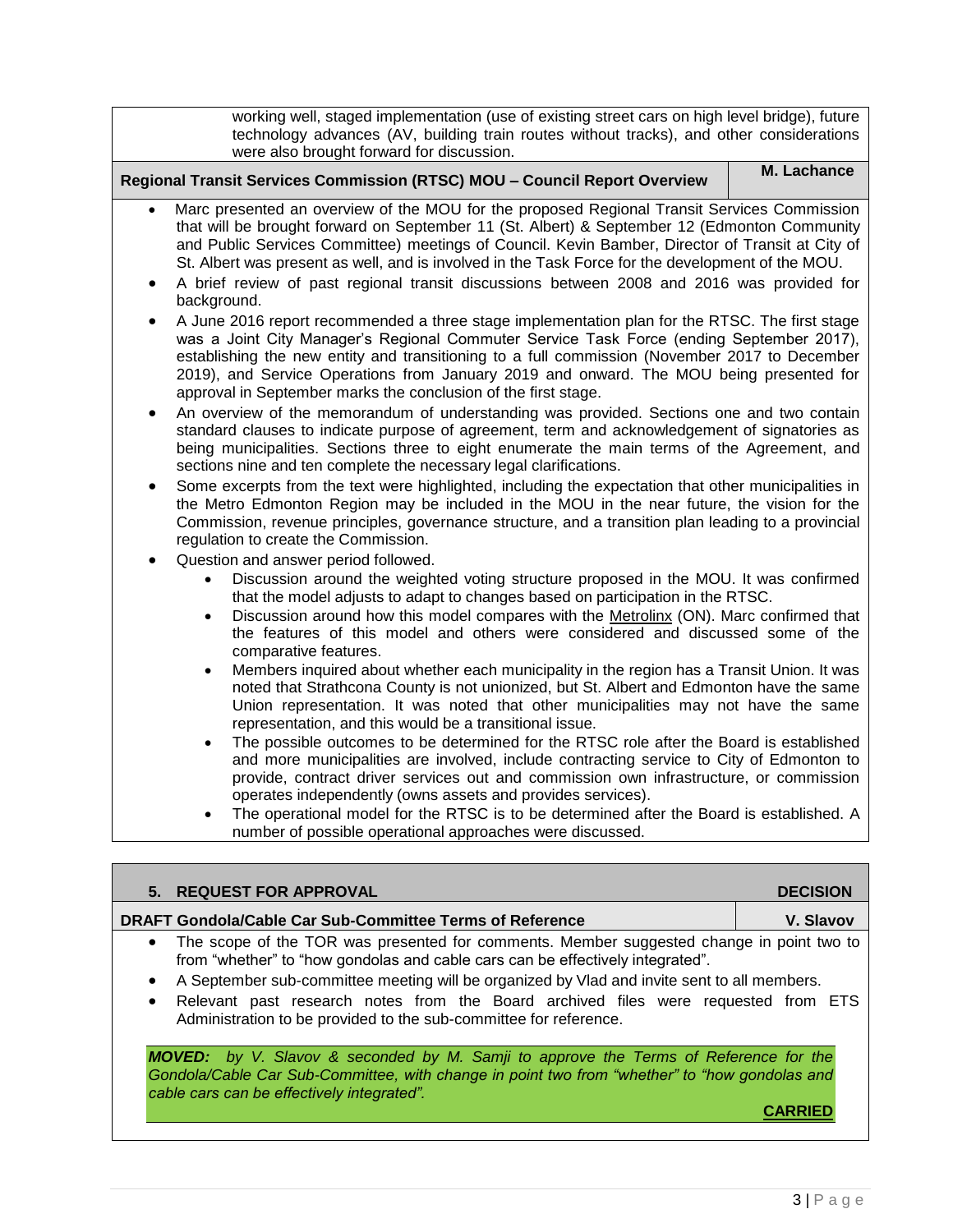working well, staged implementation (use of existing street cars on high level bridge), future technology advances (AV, building train routes without tracks), and other considerations were also brought forward for discussion.

**Regional Transit Services Commission (RTSC) MOU – Council Report Overview** — **M. Lachance**

- Marc presented an overview of the MOU for the proposed Regional Transit Services Commission that will be brought forward on September 11 (St. Albert) & September 12 (Edmonton Community and Public Services Committee) meetings of Council. Kevin Bamber, Director of Transit at City of St. Albert was present as well, and is involved in the Task Force for the development of the MOU.
- A brief review of past regional transit discussions between 2008 and 2016 was provided for background.
- A June 2016 report recommended a three stage implementation plan for the RTSC. The first stage was a Joint City Manager's Regional Commuter Service Task Force (ending September 2017), establishing the new entity and transitioning to a full commission (November 2017 to December 2019), and Service Operations from January 2019 and onward. The MOU being presented for approval in September marks the conclusion of the first stage.
- An overview of the memorandum of understanding was provided. Sections one and two contain standard clauses to indicate purpose of agreement, term and acknowledgement of signatories as being municipalities. Sections three to eight enumerate the main terms of the Agreement, and sections nine and ten complete the necessary legal clarifications.
- Some excerpts from the text were highlighted, including the expectation that other municipalities in the Metro Edmonton Region may be included in the MOU in the near future, the vision for the Commission, revenue principles, governance structure, and a transition plan leading to a provincial regulation to create the Commission.
- Question and answer period followed.
  - Discussion around the weighted voting structure proposed in the MOU. It was confirmed that the model adjusts to adapt to changes based on participation in the RTSC.
  - Discussion around how this model compares with the Metrolinx (ON). Marc confirmed that the features of this model and others were considered and discussed some of the comparative features.
  - Members inquired about whether each municipality in the region has a Transit Union. It was noted that Strathcona County is not unionized, but St. Albert and Edmonton have the same Union representation. It was noted that other municipalities may not have the same representation, and this would be a transitional issue.
  - The possible outcomes to be determined for the RTSC role after the Board is established and more municipalities are involved, include contracting service to City of Edmonton to provide, contract driver services out and commission own infrastructure, or commission operates independently (owns assets and provides services).
  - The operational model for the RTSC is to be determined after the Board is established. A number of possible operational approaches were discussed.

## 5. REQUEST FOR APPROVAL — DECISION

**DRAFT Gondola/Cable Car Sub-Committee Terms of Reference** — **V. Slavov**

- The scope of the TOR was presented for comments. Member suggested change in point two to from "whether" to "how gondolas and cable cars can be effectively integrated".
- A September sub-committee meeting will be organized by Vlad and invite sent to all members.
- Relevant past research notes from the Board archived files were requested from ETS Administration to be provided to the sub-committee for reference.

***MOVED:*** *by V. Slavov & seconded by M. Samji to approve the Terms of Reference for the Gondola/Cable Car Sub-Committee, with change in point two from "whether" to "how gondolas and cable cars can be effectively integrated".*

**CARRIED**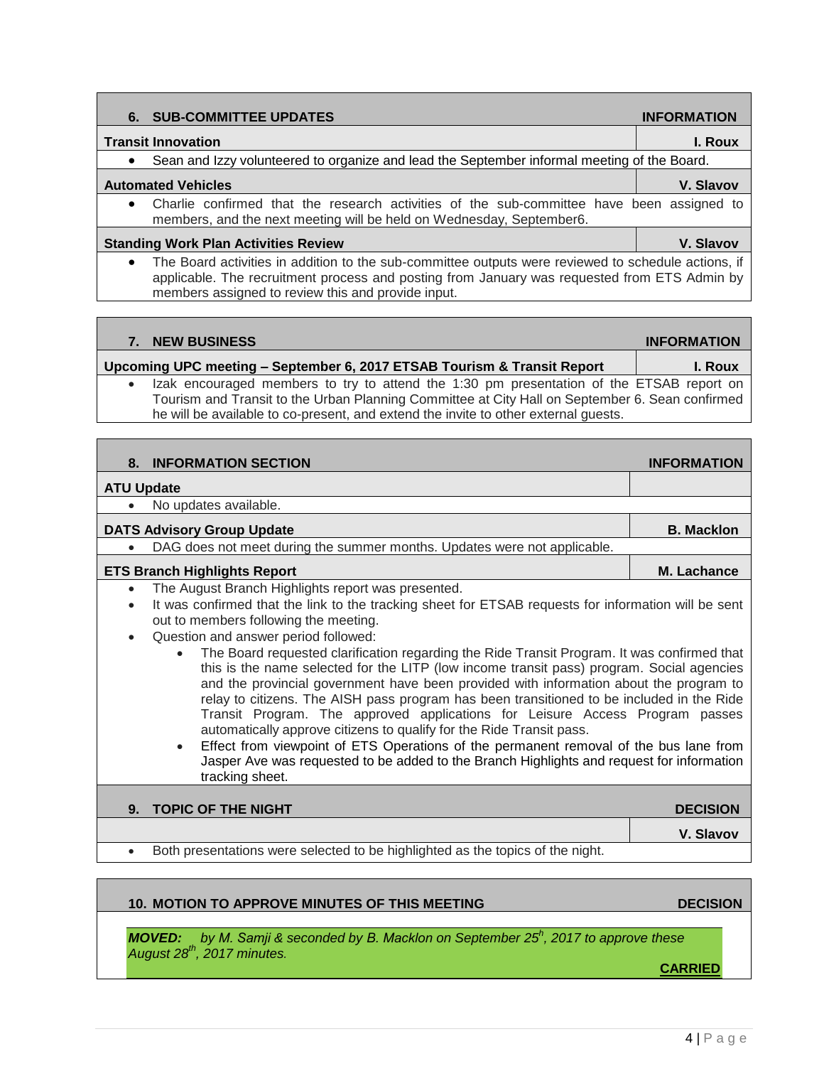## 6. SUB-COMMITTEE UPDATES — INFORMATION

**Transit Innovation** — **I. Roux**

- Sean and Izzy volunteered to organize and lead the September informal meeting of the Board.

**Automated Vehicles** — **V. Slavov**

- Charlie confirmed that the research activities of the sub-committee have been assigned to members, and the next meeting will be held on Wednesday, September6.

**Standing Work Plan Activities Review** — **V. Slavov**

- The Board activities in addition to the sub-committee outputs were reviewed to schedule actions, if applicable. The recruitment process and posting from January was requested from ETS Admin by members assigned to review this and provide input.

## 7. NEW BUSINESS — INFORMATION

**Upcoming UPC meeting – September 6, 2017 ETSAB Tourism & Transit Report** — **I. Roux**

- Izak encouraged members to try to attend the 1:30 pm presentation of the ETSAB report on Tourism and Transit to the Urban Planning Committee at City Hall on September 6. Sean confirmed he will be available to co-present, and extend the invite to other external guests.

## 8. INFORMATION SECTION — INFORMATION

**ATU Update**

- No updates available.

**DATS Advisory Group Update** — **B. Macklon**

- DAG does not meet during the summer months. Updates were not applicable.

**ETS Branch Highlights Report** — **M. Lachance**

- The August Branch Highlights report was presented.
- It was confirmed that the link to the tracking sheet for ETSAB requests for information will be sent out to members following the meeting.
- Question and answer period followed:
  - The Board requested clarification regarding the Ride Transit Program. It was confirmed that this is the name selected for the LITP (low income transit pass) program. Social agencies and the provincial government have been provided with information about the program to relay to citizens. The AISH pass program has been transitioned to be included in the Ride Transit Program. The approved applications for Leisure Access Program passes automatically approve citizens to qualify for the Ride Transit pass.
  - Effect from viewpoint of ETS Operations of the permanent removal of the bus lane from Jasper Ave was requested to be added to the Branch Highlights and request for information tracking sheet.

## 9. TOPIC OF THE NIGHT — DECISION

**V. Slavov**

- Both presentations were selected to be highlighted as the topics of the night.

## 10. MOTION TO APPROVE MINUTES OF THIS MEETING — DECISION

***MOVED:*** *by M. Samji & seconded by B. Macklon on September 25h, 2017 to approve these August 28th, 2017 minutes.*

**CARRIED**